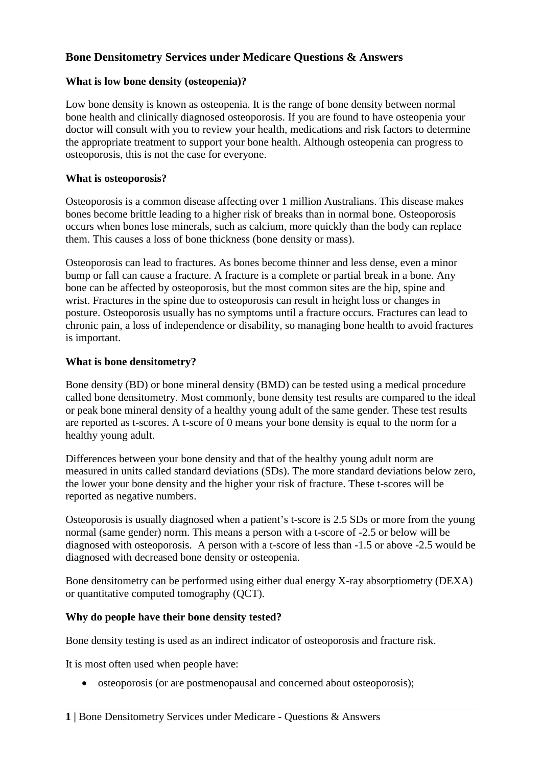# Bone Densitometry Services under Medicare Questions & Answers

## What is low bone density (osteopenia)?

Low bone density is known as osteopenia. It is the range of bone density between normal bone health and clinically diagnosed osteoporosis. If you are found to have osteopenia your doctor will consult with you to review your health, medications and risk factors to determine the appropriate treatment to support your bone health. Although osteopenia can progress to osteoporosis, this is not the case for everyone.

## What is osteoporosis?

Osteoporosis is a common disease affecting over 1 million Australians. This disease makes bones become brittle leading to a higher risk of breaks than in normal bone. Osteoporosis occurs when bones lose minerals, such as calcium, more quickly than the body can replace them. This causes a loss of bone thickness (bone density or mass).

Osteoporosis can lead to fractures. As bones become thinner and less dense, even a minor bump or fall can cause a fracture. A fracture is a complete or partial break in a bone. Any bone can be affected by osteoporosis, but the most common sites are the hip, spine and wrist. Fractures in the spine due to osteoporosis can result in height loss or changes in posture. Osteoporosis usually has no symptoms until a fracture occurs. Fractures can lead to chronic pain, a loss of independence or disability, so managing bone health to avoid fractures is important.

## What is bone densitometry?

Bone density (BD) or bone mineral density (BMD) can be tested using a medical procedure called bone densitometry. Most commonly, bone density test results are compared to the ideal or peak bone mineral density of a healthy young adult of the same gender. These test results are reported as t-scores. A t-score of 0 means your bone density is equal to the norm for a healthy young adult.

Differences between your bone density and that of the healthy young adult norm are measured in units called standard deviations (SDs). The more standard deviations below zero, the lower your bone density and the higher your risk of fracture. These t-scores will be reported as negative numbers.

Osteoporosis is usually diagnosed when a patient's t-score is 2.5 SDs or more from the young normal (same gender) norm. This means a person with a t-score of -2.5 or below will be diagnosed with osteoporosis. A person with a t-score of less than -1.5 or above -2.5 would be diagnosed with decreased bone density or osteopenia.

Bone densitometry can be performed using either dual energy X-ray absorptiometry (DEXA) or quantitative computed tomography (QCT).

## Why do people have their bone density tested?

Bone density testing is used as an indirect indicator of osteoporosis and fracture risk.

It is most often used when people have:

- osteoporosis (or are postmenopausal and concerned about osteoporosis);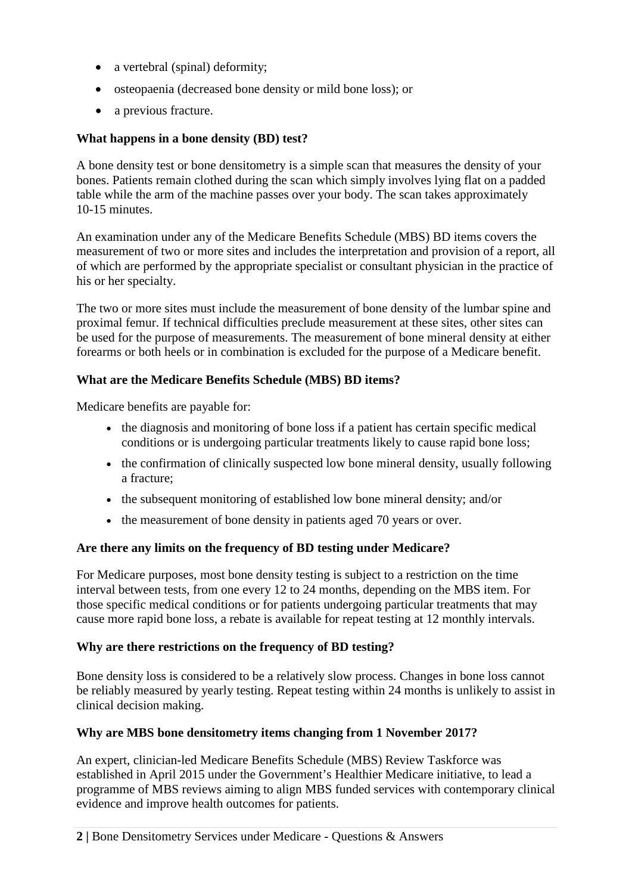- a vertebral (spinal) deformity;
- osteopaenia (decreased bone density or mild bone loss); or
- a previous fracture.

**What happens in a bone density (BD) test?**

A bone density test or bone densitometry is a simple scan that measures the density of your bones. Patients remain clothed during the scan which simply involves lying flat on a padded table while the arm of the machine passes over your body. The scan takes approximately 10-15 minutes.

An examination under any of the Medicare Benefits Schedule (MBS) BD items covers the measurement of two or more sites and includes the interpretation and provision of a report, all of which are performed by the appropriate specialist or consultant physician in the practice of his or her specialty.

The two or more sites must include the measurement of bone density of the lumbar spine and proximal femur. If technical difficulties preclude measurement at these sites, other sites can be used for the purpose of measurements. The measurement of bone mineral density at either forearms or both heels or in combination is excluded for the purpose of a Medicare benefit.

**What are the Medicare Benefits Schedule (MBS) BD items?**

Medicare benefits are payable for:

- the diagnosis and monitoring of bone loss if a patient has certain specific medical conditions or is undergoing particular treatments likely to cause rapid bone loss;
- the confirmation of clinically suspected low bone mineral density, usually following a fracture;
- the subsequent monitoring of established low bone mineral density; and/or
- the measurement of bone density in patients aged 70 years or over.

**Are there any limits on the frequency of BD testing under Medicare?**

For Medicare purposes, most bone density testing is subject to a restriction on the time interval between tests, from one every 12 to 24 months, depending on the MBS item. For those specific medical conditions or for patients undergoing particular treatments that may cause more rapid bone loss, a rebate is available for repeat testing at 12 monthly intervals.

**Why are there restrictions on the frequency of BD testing?**

Bone density loss is considered to be a relatively slow process. Changes in bone loss cannot be reliably measured by yearly testing. Repeat testing within 24 months is unlikely to assist in clinical decision making.

**Why are MBS bone densitometry items changing from 1 November 2017?**

An expert, clinician-led Medicare Benefits Schedule (MBS) Review Taskforce was established in April 2015 under the Government's Healthier Medicare initiative, to lead a programme of MBS reviews aiming to align MBS funded services with contemporary clinical evidence and improve health outcomes for patients.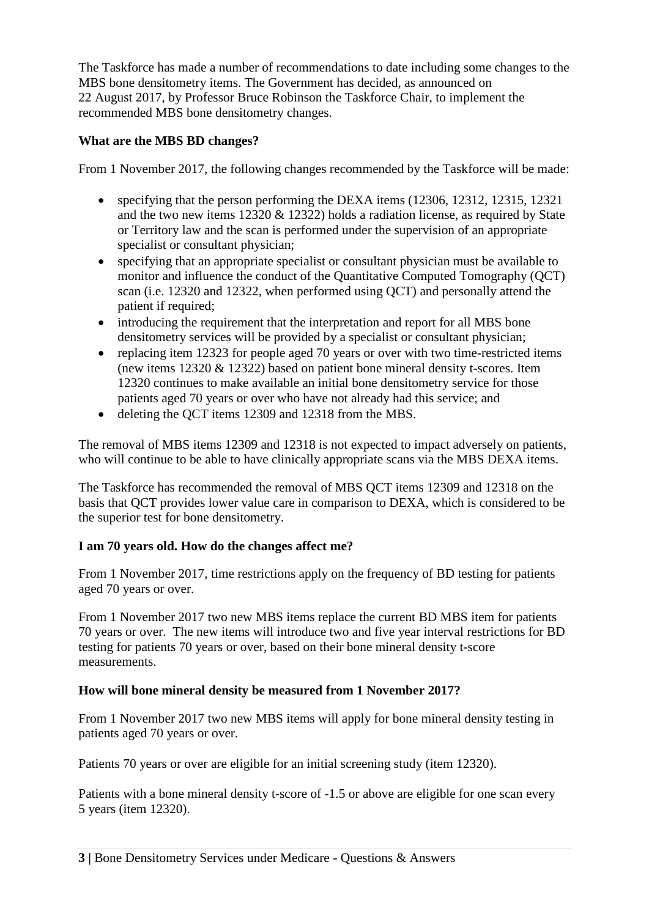The Taskforce has made a number of recommendations to date including some changes to the MBS bone densitometry items. The Government has decided, as announced on 22 August 2017, by Professor Bruce Robinson the Taskforce Chair, to implement the recommended MBS bone densitometry changes.

**What are the MBS BD changes?**

From 1 November 2017, the following changes recommended by the Taskforce will be made:

- specifying that the person performing the DEXA items (12306, 12312, 12315, 12321 and the two new items 12320 & 12322) holds a radiation license, as required by State or Territory law and the scan is performed under the supervision of an appropriate specialist or consultant physician;
- specifying that an appropriate specialist or consultant physician must be available to monitor and influence the conduct of the Quantitative Computed Tomography (QCT) scan (i.e. 12320 and 12322, when performed using QCT) and personally attend the patient if required;
- introducing the requirement that the interpretation and report for all MBS bone densitometry services will be provided by a specialist or consultant physician;
- replacing item 12323 for people aged 70 years or over with two time-restricted items (new items 12320 & 12322) based on patient bone mineral density t-scores. Item 12320 continues to make available an initial bone densitometry service for those patients aged 70 years or over who have not already had this service; and
- deleting the QCT items 12309 and 12318 from the MBS.

The removal of MBS items 12309 and 12318 is not expected to impact adversely on patients, who will continue to be able to have clinically appropriate scans via the MBS DEXA items.

The Taskforce has recommended the removal of MBS QCT items 12309 and 12318 on the basis that QCT provides lower value care in comparison to DEXA, which is considered to be the superior test for bone densitometry.

**I am 70 years old. How do the changes affect me?**

From 1 November 2017, time restrictions apply on the frequency of BD testing for patients aged 70 years or over.

From 1 November 2017 two new MBS items replace the current BD MBS item for patients 70 years or over. The new items will introduce two and five year interval restrictions for BD testing for patients 70 years or over, based on their bone mineral density t-score measurements.

**How will bone mineral density be measured from 1 November 2017?**

From 1 November 2017 two new MBS items will apply for bone mineral density testing in patients aged 70 years or over.

Patients 70 years or over are eligible for an initial screening study (item 12320).

Patients with a bone mineral density t-score of -1.5 or above are eligible for one scan every 5 years (item 12320).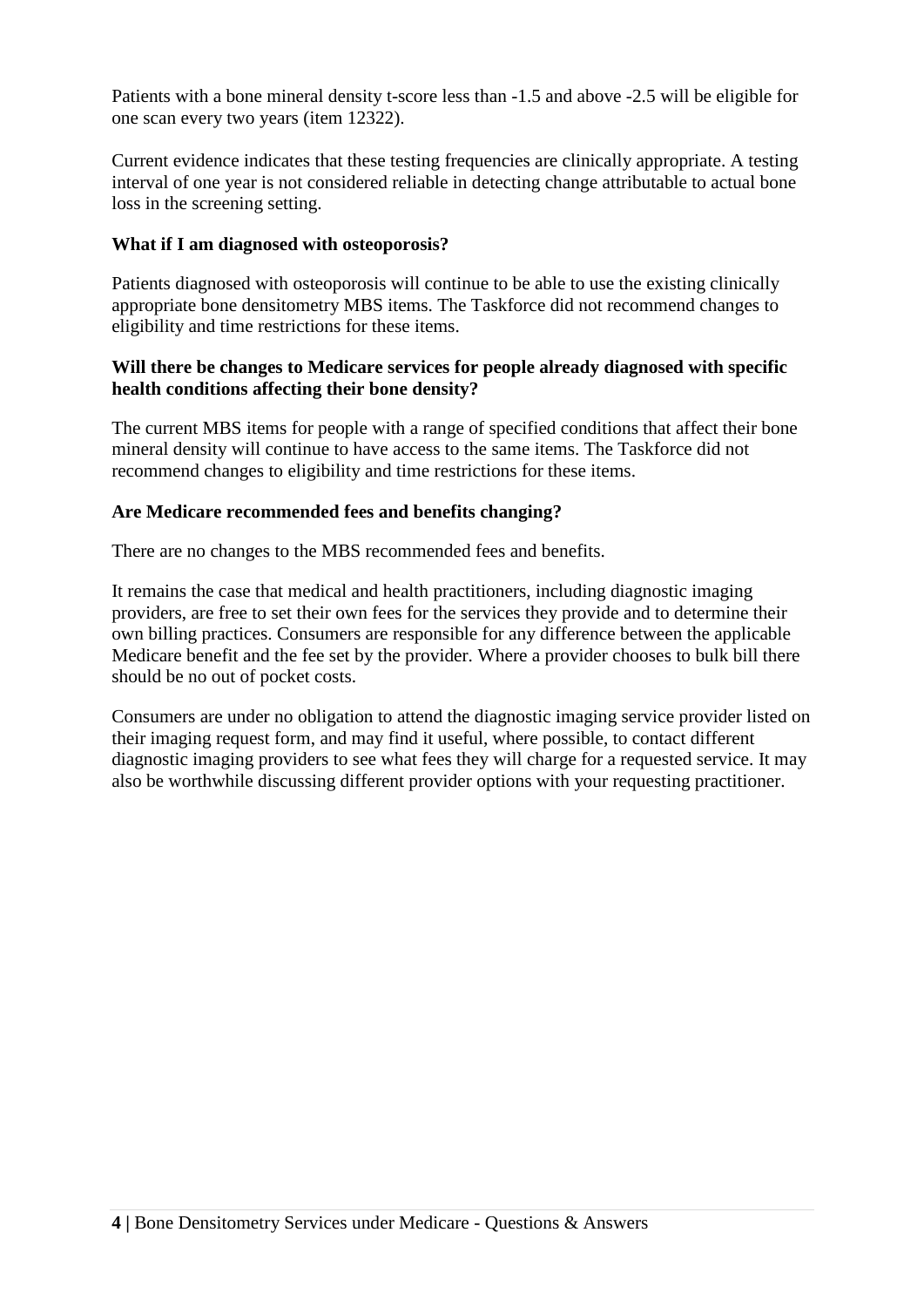Patients with a bone mineral density t-score less than -1.5 and above -2.5 will be eligible for one scan every two years (item 12322).

Current evidence indicates that these testing frequencies are clinically appropriate. A testing interval of one year is not considered reliable in detecting change attributable to actual bone loss in the screening setting.

**What if I am diagnosed with osteoporosis?**

Patients diagnosed with osteoporosis will continue to be able to use the existing clinically appropriate bone densitometry MBS items. The Taskforce did not recommend changes to eligibility and time restrictions for these items.

**Will there be changes to Medicare services for people already diagnosed with specific health conditions affecting their bone density?**

The current MBS items for people with a range of specified conditions that affect their bone mineral density will continue to have access to the same items. The Taskforce did not recommend changes to eligibility and time restrictions for these items.

**Are Medicare recommended fees and benefits changing?**

There are no changes to the MBS recommended fees and benefits.

It remains the case that medical and health practitioners, including diagnostic imaging providers, are free to set their own fees for the services they provide and to determine their own billing practices. Consumers are responsible for any difference between the applicable Medicare benefit and the fee set by the provider. Where a provider chooses to bulk bill there should be no out of pocket costs.

Consumers are under no obligation to attend the diagnostic imaging service provider listed on their imaging request form, and may find it useful, where possible, to contact different diagnostic imaging providers to see what fees they will charge for a requested service. It may also be worthwhile discussing different provider options with your requesting practitioner.